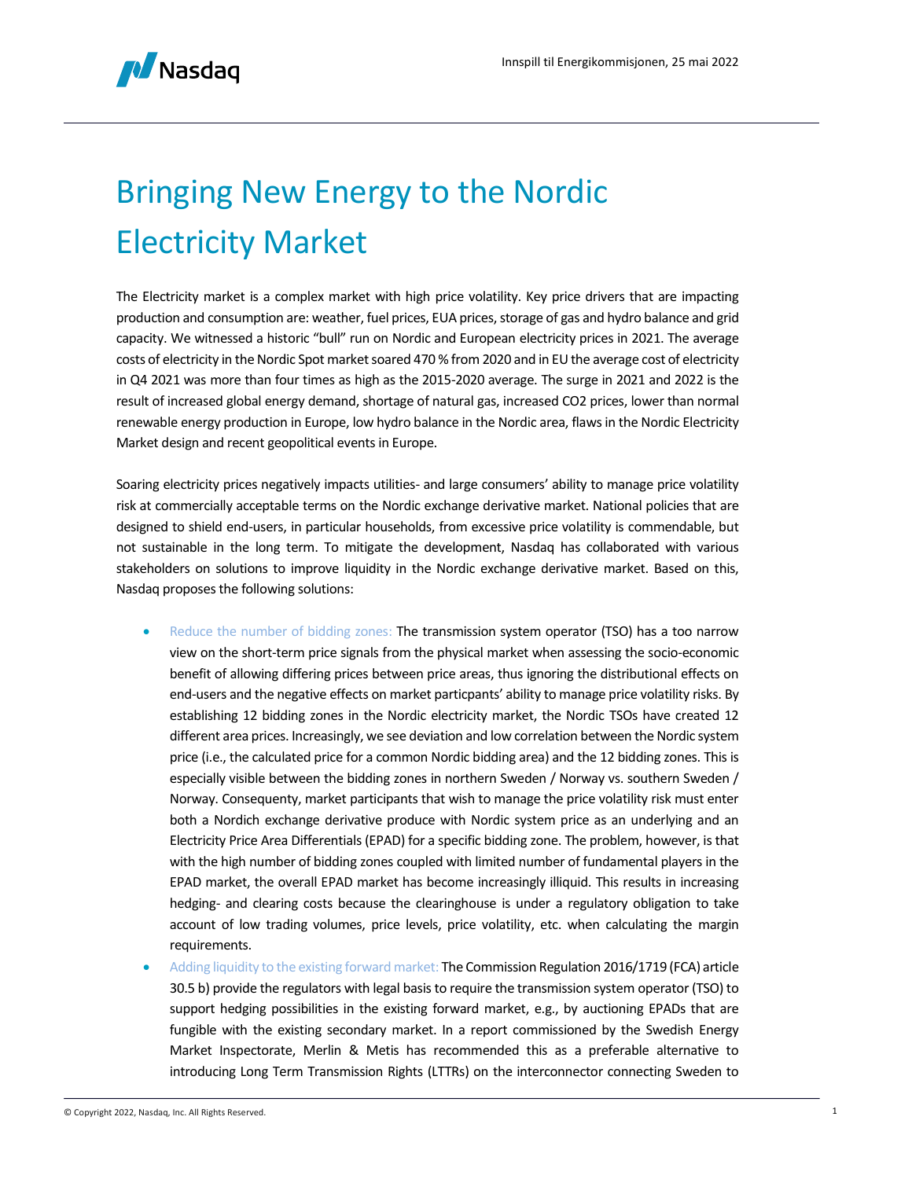# Bringing New Energy to the Nordic Electricity Market

The Electricity market is a complex market with high price volatility. Key price drivers that are impacting production and consumption are: weather, fuel prices, EUA prices, storage of gas and hydro balance and grid capacity. We witnessed a historic "bull" run on Nordic and European electricity prices in 2021. The average costs of electricity in the Nordic Spot market soared 470 % from 2020 and in EU the average cost of electricity in Q4 2021 was more than four times as high as the 2015-2020 average. The surge in 2021 and 2022 is the result of increased global energy demand, shortage of natural gas, increased CO2 prices, lower than normal renewable energy production in Europe, low hydro balance in the Nordic area, flaws in the Nordic Electricity Market design and recent geopolitical events in Europe.

Soaring electricity prices negatively impacts utilities- and large consumers' ability to manage price volatility risk at commercially acceptable terms on the Nordic exchange derivative market. National policies that are designed to shield end-users, in particular households, from excessive price volatility is commendable, but not sustainable in the long term. To mitigate the development, Nasdaq has collaborated with various stakeholders on solutions to improve liquidity in the Nordic exchange derivative market. Based on this, Nasdaq proposes the following solutions:

- Reduce the number of bidding zones: The transmission system operator (TSO) has a too narrow view on the short-term price signals from the physical market when assessing the socio-economic benefit of allowing differing prices between price areas, thus ignoring the distributional effects on end-users and the negative effects on market particpants' ability to manage price volatility risks. By establishing 12 bidding zones in the Nordic electricity market, the Nordic TSOs have created 12 different area prices. Increasingly, we see deviation and low correlation between the Nordic system price (i.e., the calculated price for a common Nordic bidding area) and the 12 bidding zones. This is especially visible between the bidding zones in northern Sweden / Norway vs. southern Sweden / Norway. Consequenty, market participants that wish to manage the price volatility risk must enter both a Nordich exchange derivative produce with Nordic system price as an underlying and an Electricity Price Area Differentials (EPAD) for a specific bidding zone. The problem, however, is that with the high number of bidding zones coupled with limited number of fundamental players in the EPAD market, the overall EPAD market has become increasingly illiquid. This results in increasing hedging- and clearing costs because the clearinghouse is under a regulatory obligation to take account of low trading volumes, price levels, price volatility, etc. when calculating the margin requirements.
- Adding liquidity to the existing forward market: The Commission Regulation 2016/1719 (FCA) article 30.5 b) provide the regulators with legal basis to require the transmission system operator (TSO) to support hedging possibilities in the existing forward market, e.g., by auctioning EPADs that are fungible with the existing secondary market. In a report commissioned by the Swedish Energy Market Inspectorate, Merlin & Metis has recommended this as a preferable alternative to introducing Long Term Transmission Rights (LTTRs) on the interconnector connecting Sweden to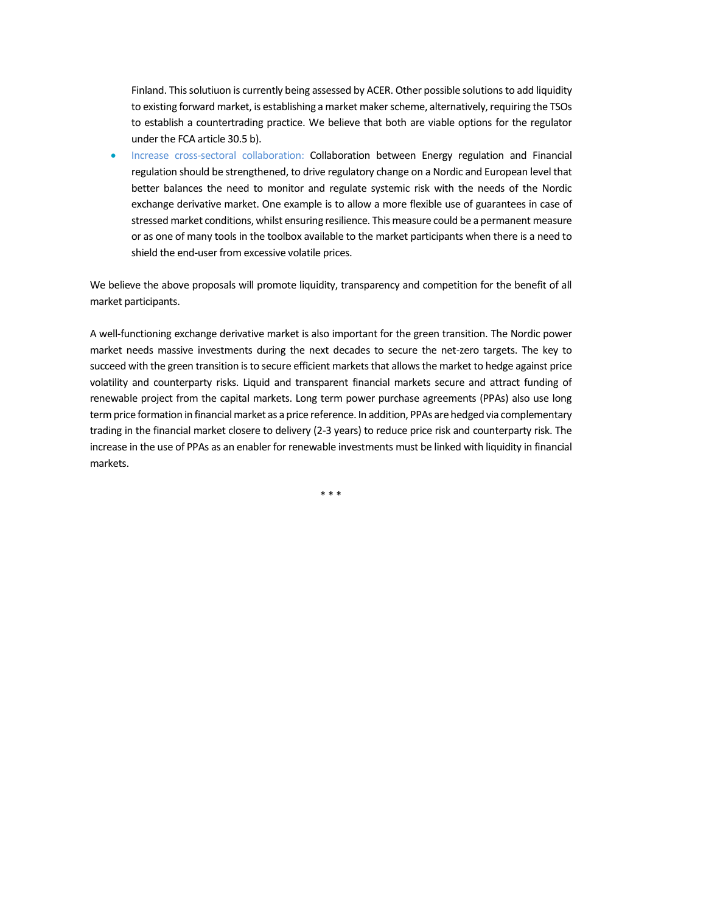Finland. This solutiuon is currently being assessed by ACER. Other possible solutions to add liquidity to existing forward market, is establishing a market maker scheme, alternatively, requiring the TSOs to establish a countertrading practice. We believe that both are viable options for the regulator under the FCA article 30.5 b).

- Increase cross-sectoral collaboration: Collaboration between Energy regulation and Financial regulation should be strengthened, to drive regulatory change on a Nordic and European level that better balances the need to monitor and regulate systemic risk with the needs of the Nordic exchange derivative market. One example is to allow a more flexible use of guarantees in case of stressed market conditions, whilst ensuring resilience. This measure could be a permanent measure or as one of many tools in the toolbox available to the market participants when there is a need to shield the end-user from excessive volatile prices.

We believe the above proposals will promote liquidity, transparency and competition for the benefit of all market participants.

A well-functioning exchange derivative market is also important for the green transition. The Nordic power market needs massive investments during the next decades to secure the net-zero targets. The key to succeed with the green transition is to secure efficient markets that allows the market to hedge against price volatility and counterparty risks. Liquid and transparent financial markets secure and attract funding of renewable project from the capital markets. Long term power purchase agreements (PPAs) also use long term price formation in financial market as a price reference. In addition, PPAs are hedged via complementary trading in the financial market closere to delivery (2-3 years) to reduce price risk and counterparty risk. The increase in the use of PPAs as an enabler for renewable investments must be linked with liquidity in financial markets.

\* \* \*